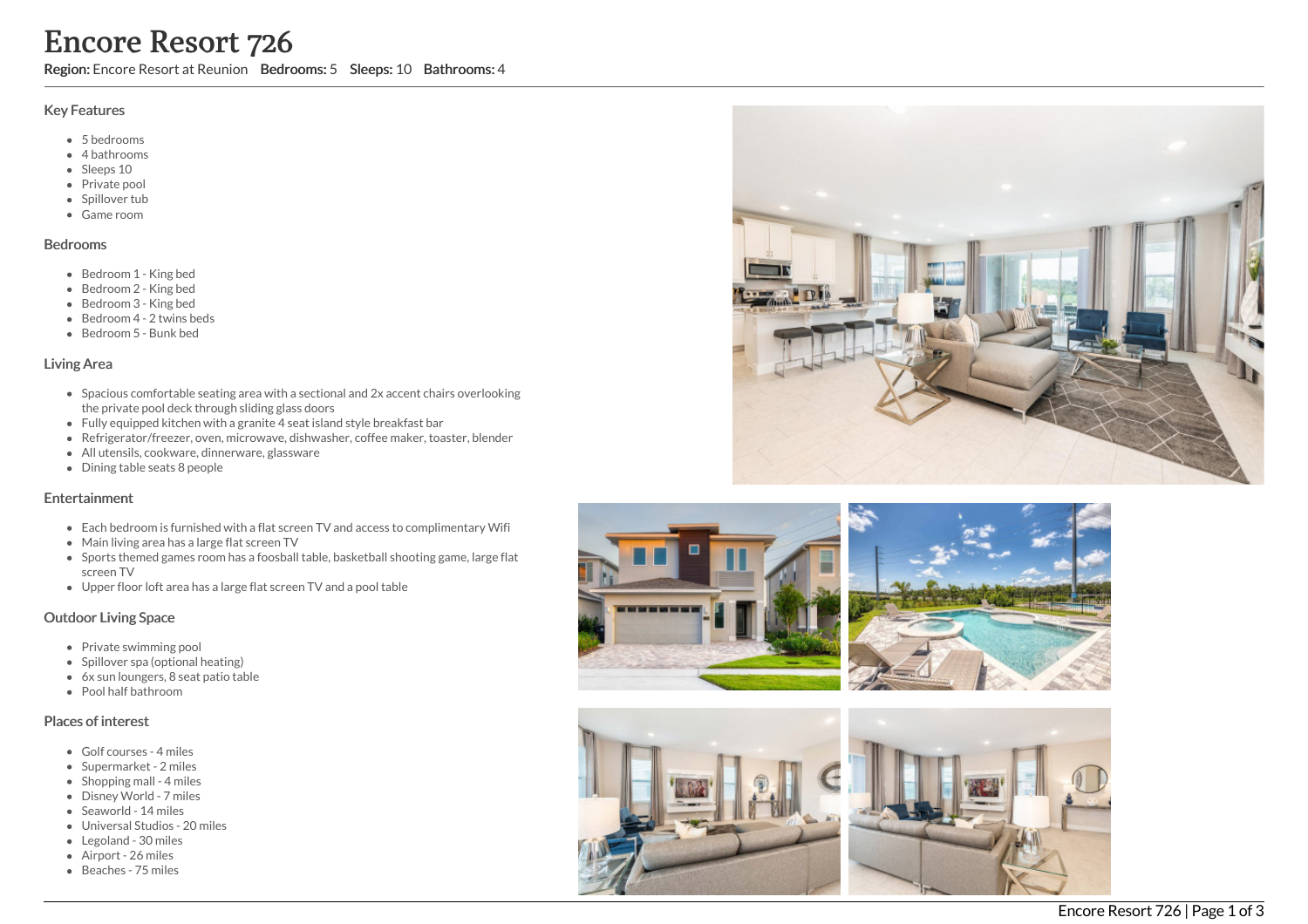# Encore Resort 726

**Region:** Encore Resort at Reunion **Bedrooms:** 5 **Sleeps:** 10 **Bathrooms:** 4

## Key Features

- 5 bedrooms
- 4 bathrooms
- Sleeps 10
- Private pool
- Spillover tub
- Game room

## Bedrooms

- Bedroom 1 - King bed
- Bedroom 2 - King bed
- Bedroom 3 - King bed
- Bedroom 4 - 2 twins beds
- Bedroom 5 - Bunk bed

## Living Area

- Spacious comfortable seating area with a sectional and 2x accent chairs overlooking the private pool deck through sliding glass doors
- Fully equipped kitchen with a granite 4 seat island style breakfast bar
- Refrigerator/freezer, oven, microwave, dishwasher, coffee maker, toaster, blender
- All utensils, cookware, dinnerware, glassware
- Dining table seats 8 people

## Entertainment

- Each bedroom is furnished with a flat screen TV and access to complimentary Wifi
- Main living area has a large flat screen TV
- Sports themed games room has a foosball table, basketball shooting game, large flat screen TV
- Upper floor loft area has a large flat screen TV and a pool table

## Outdoor Living Space

- Private swimming pool
- Spillover spa (optional heating)
- 6x sun loungers, 8 seat patio table
- Pool half bathroom

## Places of interest

- Golf courses - 4 miles
- Supermarket - 2 miles
- Shopping mall - 4 miles
- Disney World - 7 miles
- Seaworld - 14 miles
- Universal Studios - 20 miles
- Legoland - 30 miles
- Airport - 26 miles
- Beaches - 75 miles